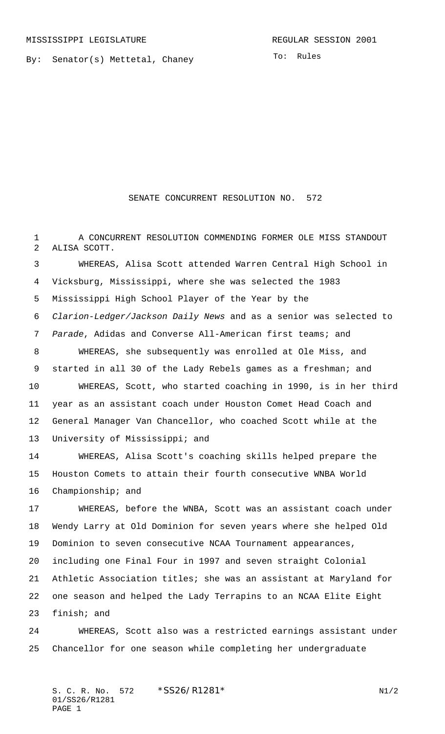MISSISSIPPI LEGISLATURE REGULAR SESSION 2001

By: Senator(s) Mettetal, Chaney

To: Rules

# SENATE CONCURRENT RESOLUTION NO. 572

A CONCURRENT RESOLUTION COMMENDING FORMER OLE MISS STANDOUT ALISA SCOTT.

WHEREAS, Alisa Scott attended Warren Central High School in Vicksburg, Mississippi, where she was selected the 1983 Mississippi High School Player of the Year by the *Clarion-Ledger/Jackson Daily News* and as a senior was selected to *Parade*, Adidas and Converse All-American first teams; and

WHEREAS, she subsequently was enrolled at Ole Miss, and started in all 30 of the Lady Rebels games as a freshman; and

WHEREAS, Scott, who started coaching in 1990, is in her third year as an assistant coach under Houston Comet Head Coach and General Manager Van Chancellor, who coached Scott while at the University of Mississippi; and

WHEREAS, Alisa Scott's coaching skills helped prepare the Houston Comets to attain their fourth consecutive WNBA World Championship; and

WHEREAS, before the WNBA, Scott was an assistant coach under Wendy Larry at Old Dominion for seven years where she helped Old Dominion to seven consecutive NCAA Tournament appearances, including one Final Four in 1997 and seven straight Colonial Athletic Association titles; she was an assistant at Maryland for one season and helped the Lady Terrapins to an NCAA Elite Eight finish; and

WHEREAS, Scott also was a restricted earnings assistant under Chancellor for one season while completing her undergraduate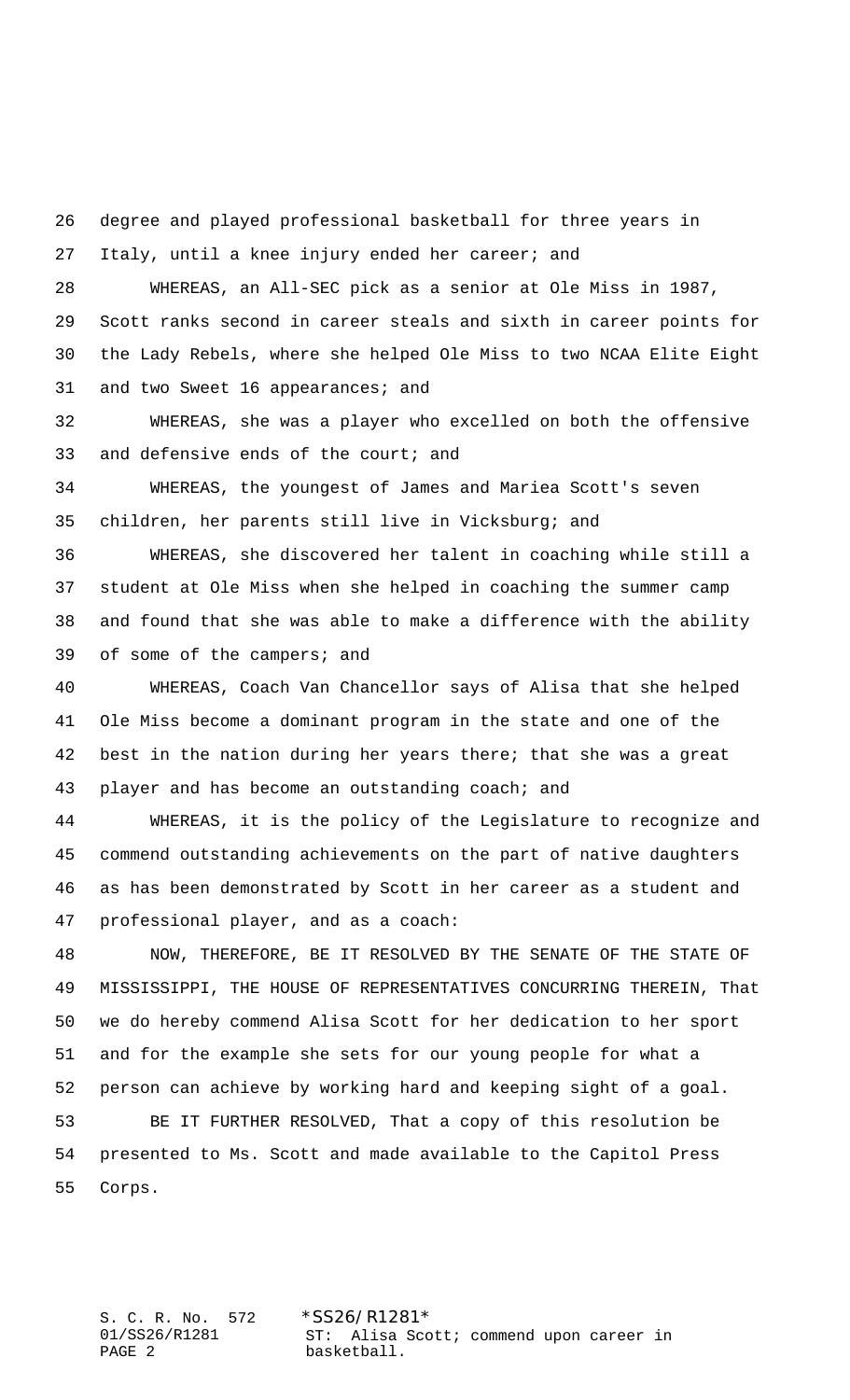degree and played professional basketball for three years in Italy, until a knee injury ended her career; and

WHEREAS, an All-SEC pick as a senior at Ole Miss in 1987, Scott ranks second in career steals and sixth in career points for the Lady Rebels, where she helped Ole Miss to two NCAA Elite Eight and two Sweet 16 appearances; and

WHEREAS, she was a player who excelled on both the offensive and defensive ends of the court; and

WHEREAS, the youngest of James and Mariea Scott's seven children, her parents still live in Vicksburg; and

WHEREAS, she discovered her talent in coaching while still a student at Ole Miss when she helped in coaching the summer camp and found that she was able to make a difference with the ability of some of the campers; and

WHEREAS, Coach Van Chancellor says of Alisa that she helped Ole Miss become a dominant program in the state and one of the best in the nation during her years there; that she was a great player and has become an outstanding coach; and

WHEREAS, it is the policy of the Legislature to recognize and commend outstanding achievements on the part of native daughters as has been demonstrated by Scott in her career as a student and professional player, and as a coach:

NOW, THEREFORE, BE IT RESOLVED BY THE SENATE OF THE STATE OF MISSISSIPPI, THE HOUSE OF REPRESENTATIVES CONCURRING THEREIN, That we do hereby commend Alisa Scott for her dedication to her sport and for the example she sets for our young people for what a person can achieve by working hard and keeping sight of a goal.

BE IT FURTHER RESOLVED, That a copy of this resolution be presented to Ms. Scott and made available to the Capitol Press Corps.

S. C. R. No. 572 *SS26/R1281*
01/SS26/R1281
ST: Alisa Scott; commend upon career in basketball.